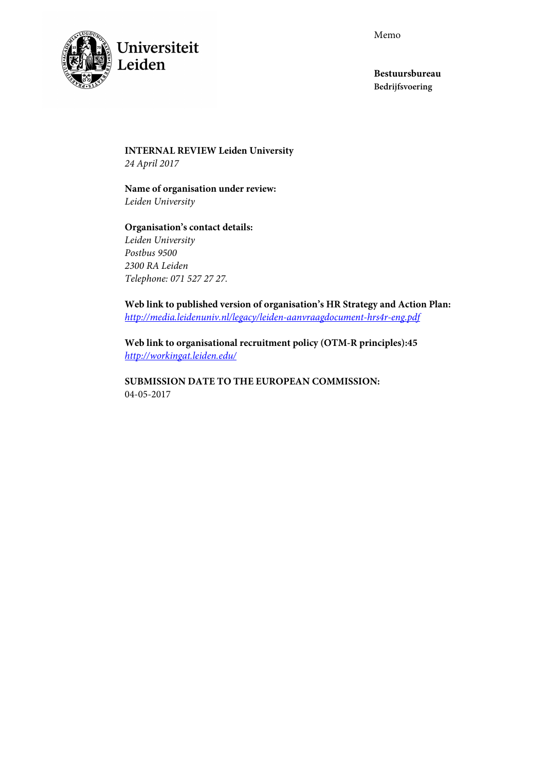Universiteit Leiden

Memo

**Bestuursbureau**
**Bedrijfsvoering**

**INTERNAL REVIEW Leiden University**
*24 April 2017*

**Name of organisation under review:**
*Leiden University*

**Organisation's contact details:**
*Leiden University*
*Postbus 9500*
*2300 RA Leiden*
*Telephone: 071 527 27 27.*

**Web link to published version of organisation's HR Strategy and Action Plan:**
*http://media.leidenuniv.nl/legacy/leiden-aanvraagdocument-hrs4r-eng.pdf*

**Web link to organisational recruitment policy (OTM-R principles):45**
*http://workingat.leiden.edu/*

**SUBMISSION DATE TO THE EUROPEAN COMMISSION:**
04-05-2017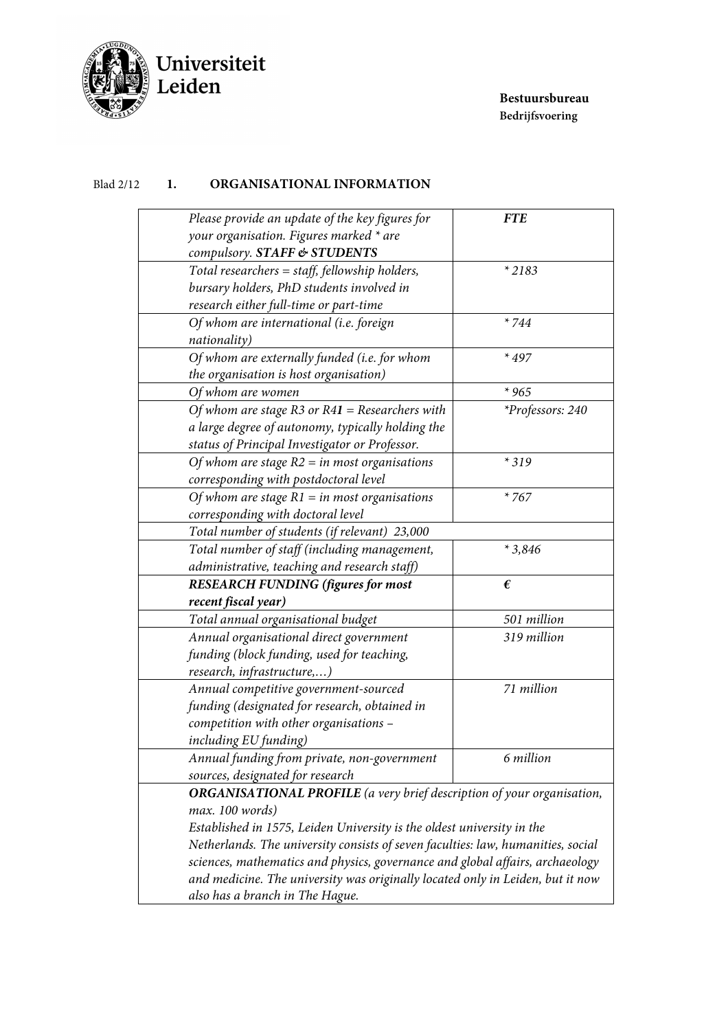**Universiteit Leiden**

**Bestuursbureau**
**Bedrijfsvoering**

## 1. ORGANISATIONAL INFORMATION

| | |
|---|---|
| *Please provide an update of the key figures for your organisation. Figures marked * are compulsory.* ***STAFF & STUDENTS*** | ***FTE*** |
| *Total researchers = staff, fellowship holders, bursary holders, PhD students involved in research either full-time or part-time* | ** 2183* |
| *Of whom are international (i.e. foreign nationality)* | ** 744* |
| *Of whom are externally funded (i.e. for whom the organisation is host organisation)* | ** 497* |
| *Of whom are women* | ** 965* |
| *Of whom are stage R3 or R4**1** = Researchers with a large degree of autonomy, typically holding the status of Principal Investigator or Professor.* | **Professors: 240* |
| *Of whom are stage R2 = in most organisations corresponding with postdoctoral level* | ** 319* |
| *Of whom are stage R1 = in most organisations corresponding with doctoral level* | ** 767* |
| *Total number of students (if relevant) 23,000* | |
| *Total number of staff (including management, administrative, teaching and research staff)* | ** 3,846* |
| ***RESEARCH FUNDING (figures for most recent fiscal year)*** | ***€*** |
| *Total annual organisational budget* | *501 million* |
| *Annual organisational direct government funding (block funding, used for teaching, research, infrastructure,…)* | *319 million* |
| *Annual competitive government-sourced funding (designated for research, obtained in competition with other organisations – including EU funding)* | *71 million* |
| *Annual funding from private, non-government sources, designated for research* | *6 million* |

***ORGANISATIONAL PROFILE*** *(a very brief description of your organisation, max. 100 words)*

*Established in 1575, Leiden University is the oldest university in the Netherlands. The university consists of seven faculties: law, humanities, social sciences, mathematics and physics, governance and global affairs, archaeology and medicine. The university was originally located only in Leiden, but it now also has a branch in The Hague.*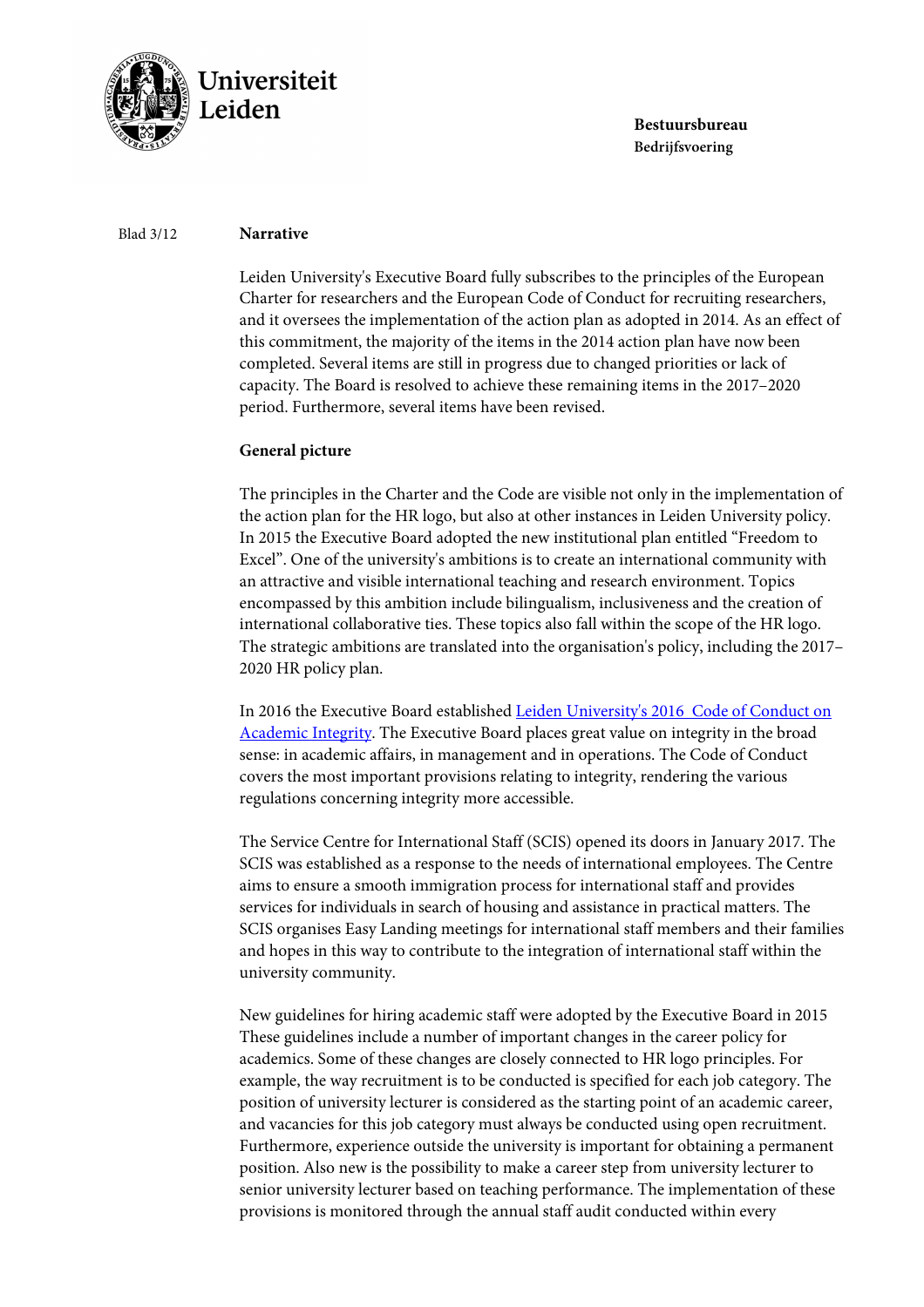## Narrative

Leiden University's Executive Board fully subscribes to the principles of the European Charter for researchers and the European Code of Conduct for recruiting researchers, and it oversees the implementation of the action plan as adopted in 2014. As an effect of this commitment, the majority of the items in the 2014 action plan have now been completed. Several items are still in progress due to changed priorities or lack of capacity. The Board is resolved to achieve these remaining items in the 2017–2020 period. Furthermore, several items have been revised.

## General picture

The principles in the Charter and the Code are visible not only in the implementation of the action plan for the HR logo, but also at other instances in Leiden University policy. In 2015 the Executive Board adopted the new institutional plan entitled "Freedom to Excel". One of the university's ambitions is to create an international community with an attractive and visible international teaching and research environment. Topics encompassed by this ambition include bilingualism, inclusiveness and the creation of international collaborative ties. These topics also fall within the scope of the HR logo. The strategic ambitions are translated into the organisation's policy, including the 2017–2020 HR policy plan.

In 2016 the Executive Board established Leiden University's 2016 Code of Conduct on Academic Integrity. The Executive Board places great value on integrity in the broad sense: in academic affairs, in management and in operations. The Code of Conduct covers the most important provisions relating to integrity, rendering the various regulations concerning integrity more accessible.

The Service Centre for International Staff (SCIS) opened its doors in January 2017. The SCIS was established as a response to the needs of international employees. The Centre aims to ensure a smooth immigration process for international staff and provides services for individuals in search of housing and assistance in practical matters. The SCIS organises Easy Landing meetings for international staff members and their families and hopes in this way to contribute to the integration of international staff within the university community.

New guidelines for hiring academic staff were adopted by the Executive Board in 2015 These guidelines include a number of important changes in the career policy for academics. Some of these changes are closely connected to HR logo principles. For example, the way recruitment is to be conducted is specified for each job category. The position of university lecturer is considered as the starting point of an academic career, and vacancies for this job category must always be conducted using open recruitment. Furthermore, experience outside the university is important for obtaining a permanent position. Also new is the possibility to make a career step from university lecturer to senior university lecturer based on teaching performance. The implementation of these provisions is monitored through the annual staff audit conducted within every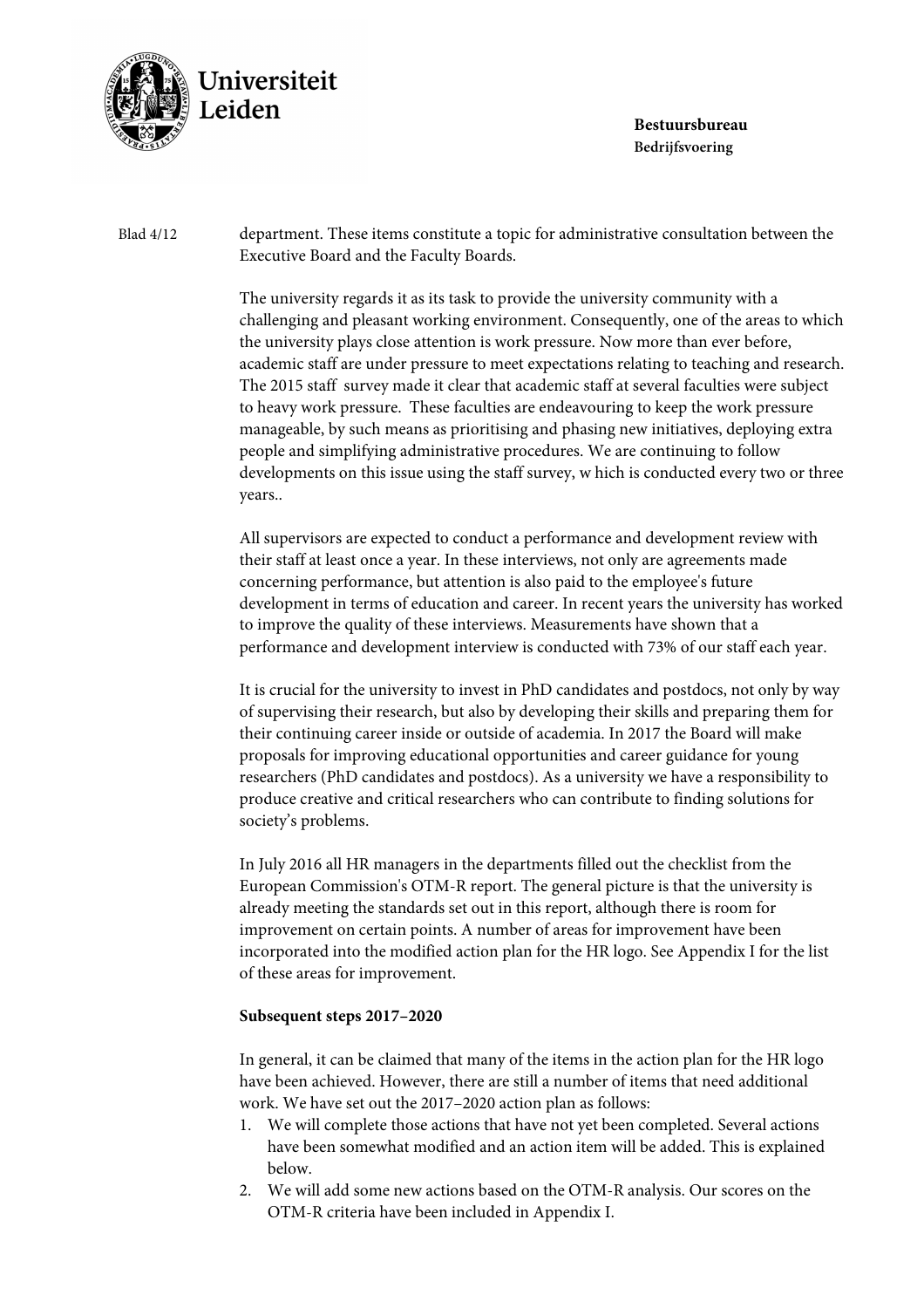department. These items constitute a topic for administrative consultation between the Executive Board and the Faculty Boards.

The university regards it as its task to provide the university community with a challenging and pleasant working environment. Consequently, one of the areas to which the university plays close attention is work pressure. Now more than ever before, academic staff are under pressure to meet expectations relating to teaching and research. The 2015 staff survey made it clear that academic staff at several faculties were subject to heavy work pressure. These faculties are endeavouring to keep the work pressure manageable, by such means as prioritising and phasing new initiatives, deploying extra people and simplifying administrative procedures. We are continuing to follow developments on this issue using the staff survey, w hich is conducted every two or three years..

All supervisors are expected to conduct a performance and development review with their staff at least once a year. In these interviews, not only are agreements made concerning performance, but attention is also paid to the employee's future development in terms of education and career. In recent years the university has worked to improve the quality of these interviews. Measurements have shown that a performance and development interview is conducted with 73% of our staff each year.

It is crucial for the university to invest in PhD candidates and postdocs, not only by way of supervising their research, but also by developing their skills and preparing them for their continuing career inside or outside of academia. In 2017 the Board will make proposals for improving educational opportunities and career guidance for young researchers (PhD candidates and postdocs). As a university we have a responsibility to produce creative and critical researchers who can contribute to finding solutions for society's problems.

In July 2016 all HR managers in the departments filled out the checklist from the European Commission's OTM-R report. The general picture is that the university is already meeting the standards set out in this report, although there is room for improvement on certain points. A number of areas for improvement have been incorporated into the modified action plan for the HR logo. See Appendix I for the list of these areas for improvement.

**Subsequent steps 2017–2020**

In general, it can be claimed that many of the items in the action plan for the HR logo have been achieved. However, there are still a number of items that need additional work. We have set out the 2017–2020 action plan as follows:

1. We will complete those actions that have not yet been completed. Several actions have been somewhat modified and an action item will be added. This is explained below.
2. We will add some new actions based on the OTM-R analysis. Our scores on the OTM-R criteria have been included in Appendix I.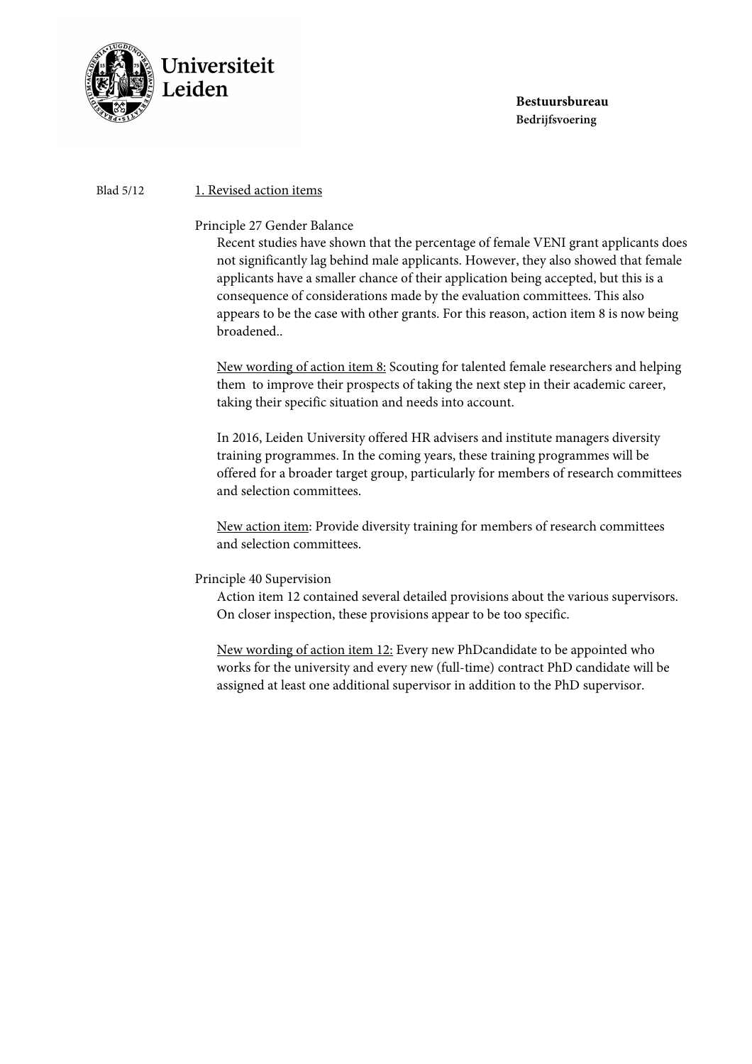## 1. Revised action items

Principle 27 Gender Balance

Recent studies have shown that the percentage of female VENI grant applicants does not significantly lag behind male applicants. However, they also showed that female applicants have a smaller chance of their application being accepted, but this is a consequence of considerations made by the evaluation committees. This also appears to be the case with other grants. For this reason, action item 8 is now being broadened..

New wording of action item 8: Scouting for talented female researchers and helping them to improve their prospects of taking the next step in their academic career, taking their specific situation and needs into account.

In 2016, Leiden University offered HR advisers and institute managers diversity training programmes. In the coming years, these training programmes will be offered for a broader target group, particularly for members of research committees and selection committees.

New action item: Provide diversity training for members of research committees and selection committees.

Principle 40 Supervision

Action item 12 contained several detailed provisions about the various supervisors. On closer inspection, these provisions appear to be too specific.

New wording of action item 12: Every new PhDcandidate to be appointed who works for the university and every new (full-time) contract PhD candidate will be assigned at least one additional supervisor in addition to the PhD supervisor.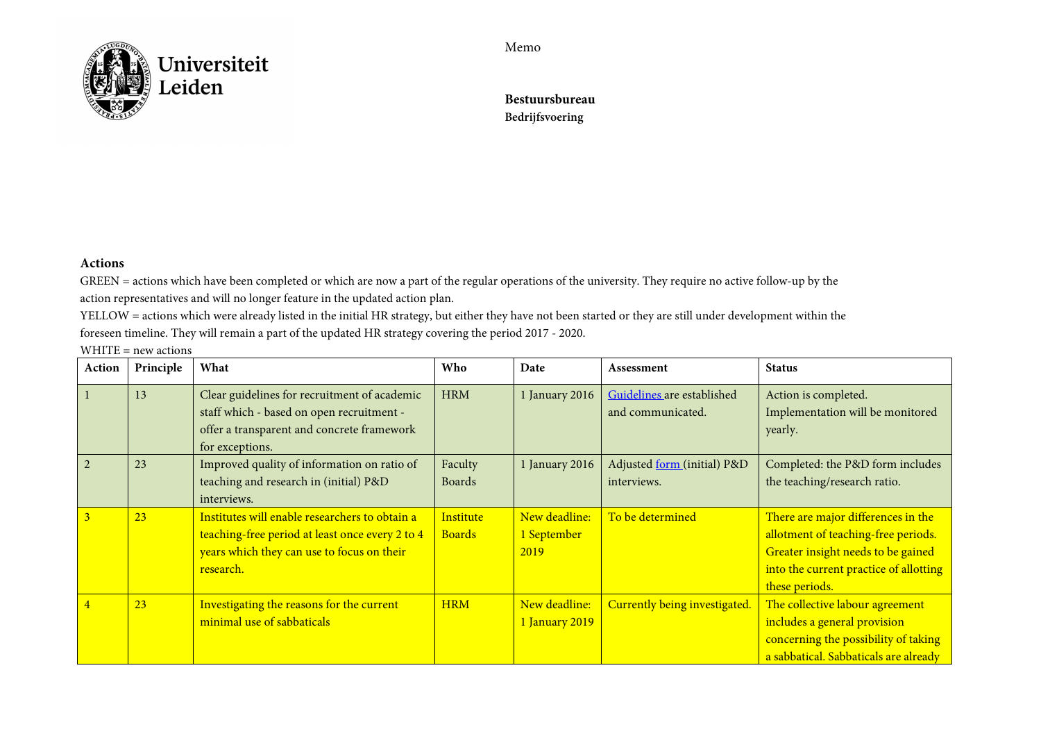Universiteit Leiden

Memo

**Bestuursbureau**
**Bedrijfsvoering**

**Actions**

GREEN = actions which have been completed or which are now a part of the regular operations of the university. They require no active follow-up by the action representatives and will no longer feature in the updated action plan.

YELLOW = actions which were already listed in the initial HR strategy, but either they have not been started or they are still under development within the foreseen timeline. They will remain a part of the updated HR strategy covering the period 2017 - 2020.

WHITE = new actions

| Action | Principle | What | Who | Date | Assessment | Status |
|---|---|---|---|---|---|---|
| 1 | 13 | Clear guidelines for recruitment of academic staff which - based on open recruitment - offer a transparent and concrete framework for exceptions. | HRM | 1 January 2016 | Guidelines are established and communicated. | Action is completed. Implementation will be monitored yearly. |
| 2 | 23 | Improved quality of information on ratio of teaching and research in (initial) P&D interviews. | Faculty Boards | 1 January 2016 | Adjusted form (initial) P&D interviews. | Completed: the P&D form includes the teaching/research ratio. |
| 3 | 23 | Institutes will enable researchers to obtain a teaching-free period at least once every 2 to 4 years which they can use to focus on their research. | Institute Boards | New deadline: 1 September 2019 | To be determined | There are major differences in the allotment of teaching-free periods. Greater insight needs to be gained into the current practice of allotting these periods. |
| 4 | 23 | Investigating the reasons for the current minimal use of sabbaticals | HRM | New deadline: 1 January 2019 | Currently being investigated. | The collective labour agreement includes a general provision concerning the possibility of taking a sabbatical. Sabbaticals are already |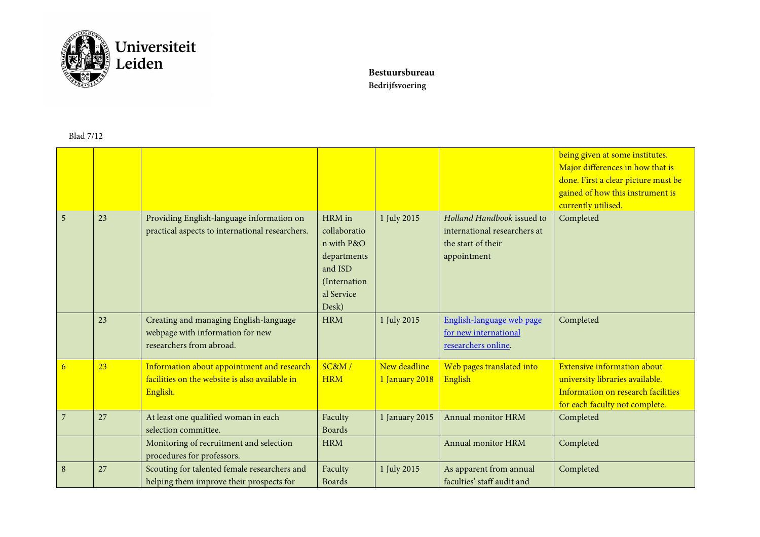Bestuursbureau
Bedrijfsvoering

| | | | | | | |
|---|---|---|---|---|---|---|
| | | | | | | being given at some institutes. Major differences in how that is done. First a clear picture must be gained of how this instrument is currently utilised. |
| 5 | 23 | Providing English-language information on practical aspects to international researchers. | HRM in collaboration with P&O departments and ISD (International Service Desk) | 1 July 2015 | *Holland Handbook* issued to international researchers at the start of their appointment | Completed |
| | 23 | Creating and managing English-language webpage with information for new researchers from abroad. | HRM | 1 July 2015 | English-language web page for new international researchers online. | Completed |
| 6 | 23 | Information about appointment and research facilities on the website is also available in English. | SC&M / HRM | New deadline 1 January 2018 | Web pages translated into English | Extensive information about university libraries available. Information on research facilities for each faculty not complete. |
| 7 | 27 | At least one qualified woman in each selection committee. | Faculty Boards | 1 January 2015 | Annual monitor HRM | Completed |
| | | Monitoring of recruitment and selection procedures for professors. | HRM | | Annual monitor HRM | Completed |
| 8 | 27 | Scouting for talented female researchers and helping them improve their prospects for | Faculty Boards | 1 July 2015 | As apparent from annual faculties' staff audit and | Completed |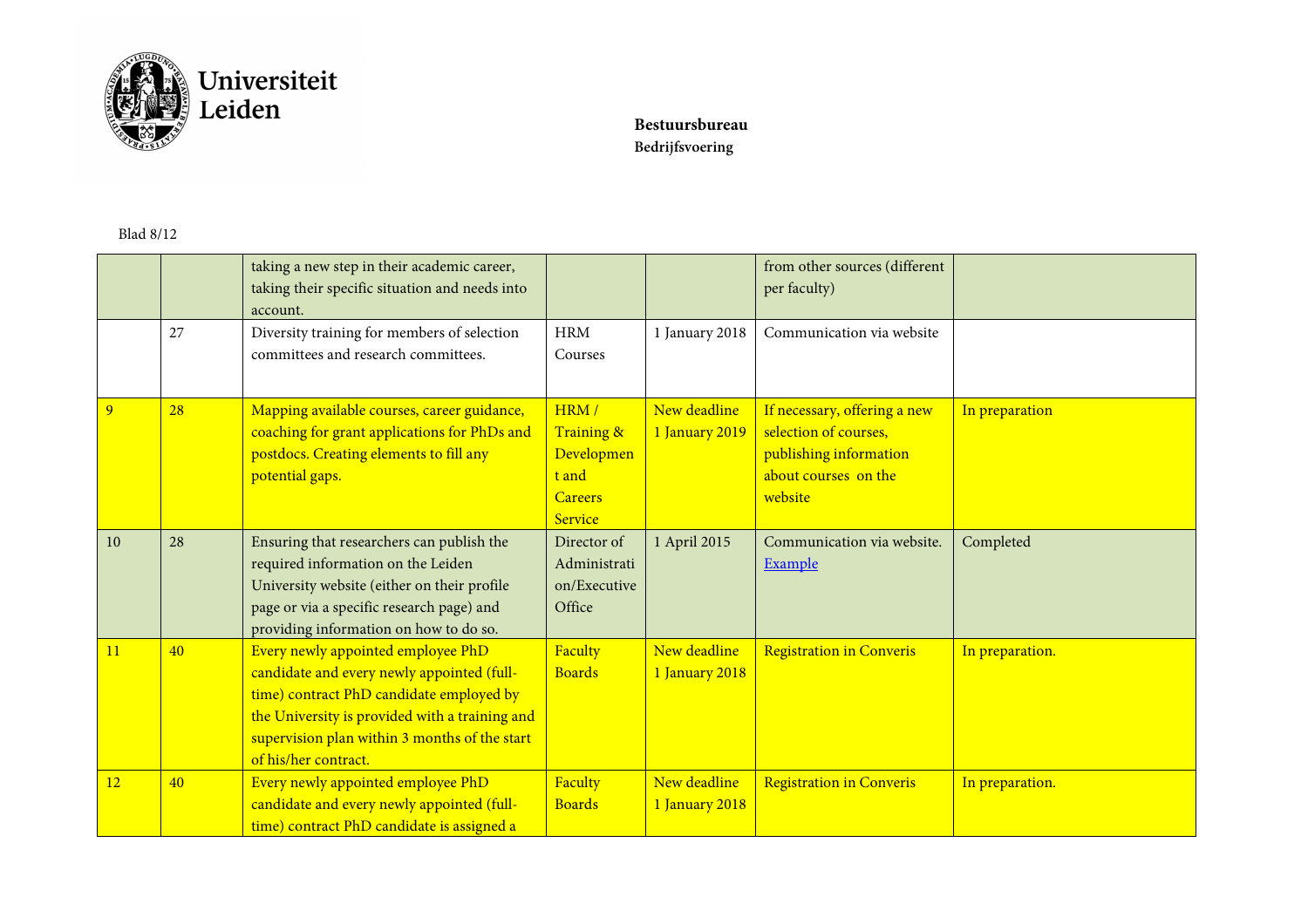**Bestuursbureau**
**Bedrijfsvoering**

| | | | | | | |
|---|---|---|---|---|---|---|
| | | taking a new step in their academic career, taking their specific situation and needs into account. | | | from other sources (different per faculty) | |
| | 27 | Diversity training for members of selection committees and research committees. | HRM Courses | 1 January 2018 | Communication via website | |
| 9 | 28 | Mapping available courses, career guidance, coaching for grant applications for PhDs and postdocs. Creating elements to fill any potential gaps. | HRM / Training & Development and Careers Service | New deadline 1 January 2019 | If necessary, offering a new selection of courses, publishing information about courses on the website | In preparation |
| 10 | 28 | Ensuring that researchers can publish the required information on the Leiden University website (either on their profile page or via a specific research page) and providing information on how to do so. | Director of Administration/Executive Office | 1 April 2015 | Communication via website. Example | Completed |
| 11 | 40 | Every newly appointed employee PhD candidate and every newly appointed (full-time) contract PhD candidate employed by the University is provided with a training and supervision plan within 3 months of the start of his/her contract. | Faculty Boards | New deadline 1 January 2018 | Registration in Converis | In preparation. |
| 12 | 40 | Every newly appointed employee PhD candidate and every newly appointed (full-time) contract PhD candidate is assigned a | Faculty Boards | New deadline 1 January 2018 | Registration in Converis | In preparation. |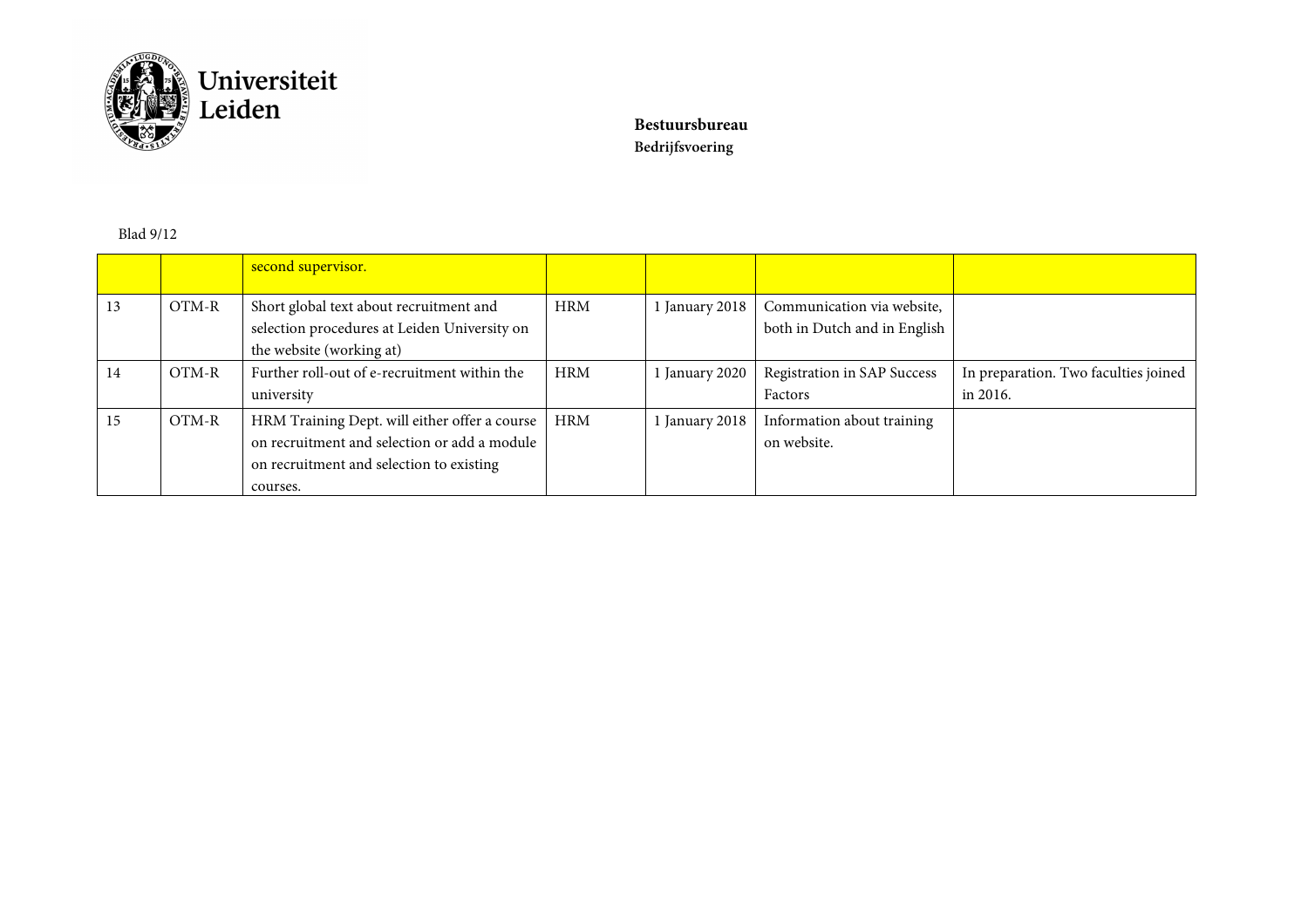| | | | | | | |
|---|---|---|---|---|---|---|
| | | second supervisor. | | | | |
| 13 | OTM-R | Short global text about recruitment and selection procedures at Leiden University on the website (working at) | HRM | 1 January 2018 | Communication via website, both in Dutch and in English | |
| 14 | OTM-R | Further roll-out of e-recruitment within the university | HRM | 1 January 2020 | Registration in SAP Success Factors | In preparation. Two faculties joined in 2016. |
| 15 | OTM-R | HRM Training Dept. will either offer a course on recruitment and selection or add a module on recruitment and selection to existing courses. | HRM | 1 January 2018 | Information about training on website. | |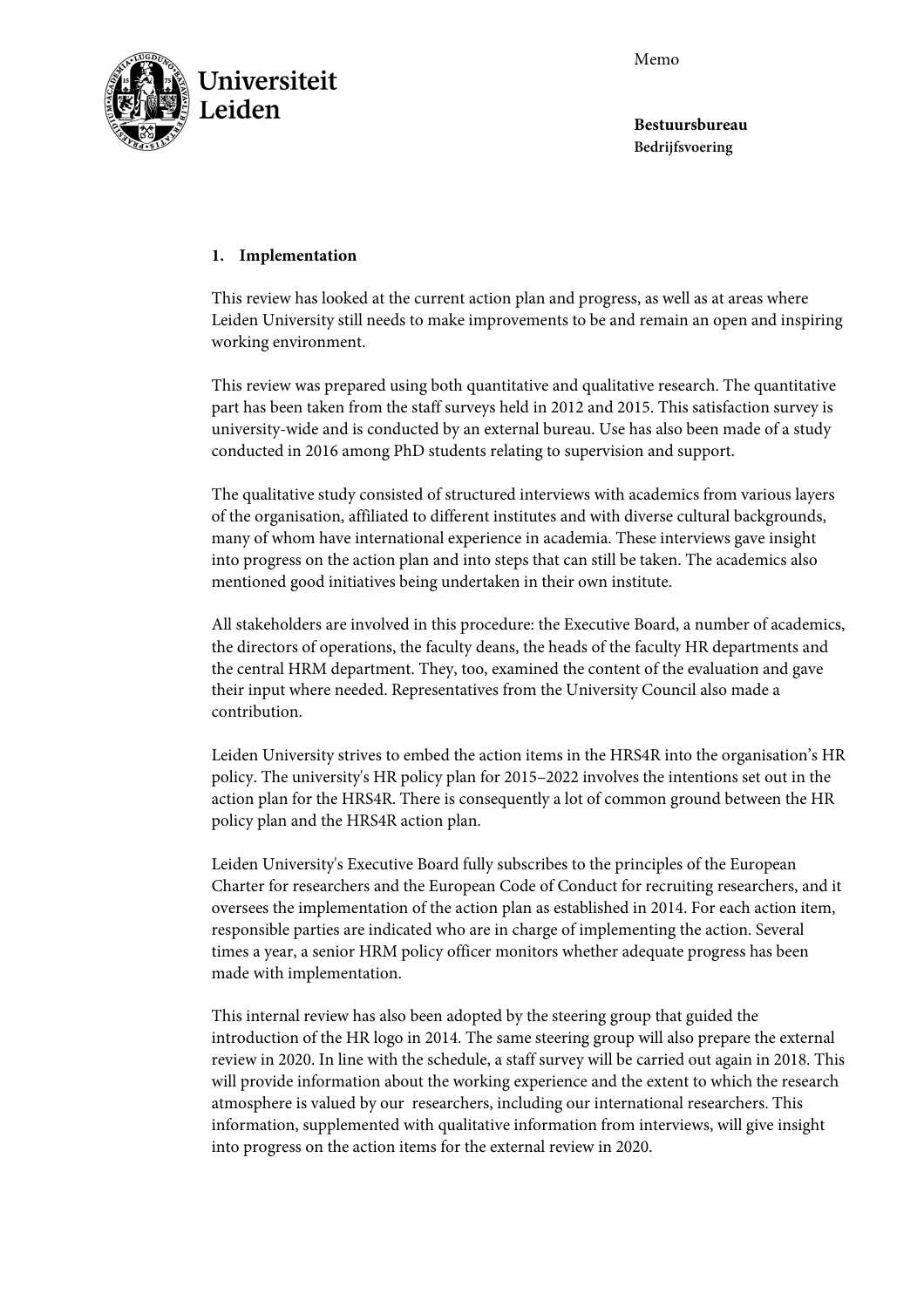## 1. Implementation

This review has looked at the current action plan and progress, as well as at areas where Leiden University still needs to make improvements to be and remain an open and inspiring working environment.

This review was prepared using both quantitative and qualitative research. The quantitative part has been taken from the staff surveys held in 2012 and 2015. This satisfaction survey is university-wide and is conducted by an external bureau. Use has also been made of a study conducted in 2016 among PhD students relating to supervision and support.

The qualitative study consisted of structured interviews with academics from various layers of the organisation, affiliated to different institutes and with diverse cultural backgrounds, many of whom have international experience in academia. These interviews gave insight into progress on the action plan and into steps that can still be taken. The academics also mentioned good initiatives being undertaken in their own institute.

All stakeholders are involved in this procedure: the Executive Board, a number of academics, the directors of operations, the faculty deans, the heads of the faculty HR departments and the central HRM department. They, too, examined the content of the evaluation and gave their input where needed. Representatives from the University Council also made a contribution.

Leiden University strives to embed the action items in the HRS4R into the organisation's HR policy. The university's HR policy plan for 2015–2022 involves the intentions set out in the action plan for the HRS4R. There is consequently a lot of common ground between the HR policy plan and the HRS4R action plan.

Leiden University's Executive Board fully subscribes to the principles of the European Charter for researchers and the European Code of Conduct for recruiting researchers, and it oversees the implementation of the action plan as established in 2014. For each action item, responsible parties are indicated who are in charge of implementing the action. Several times a year, a senior HRM policy officer monitors whether adequate progress has been made with implementation.

This internal review has also been adopted by the steering group that guided the introduction of the HR logo in 2014. The same steering group will also prepare the external review in 2020. In line with the schedule, a staff survey will be carried out again in 2018. This will provide information about the working experience and the extent to which the research atmosphere is valued by our researchers, including our international researchers. This information, supplemented with qualitative information from interviews, will give insight into progress on the action items for the external review in 2020.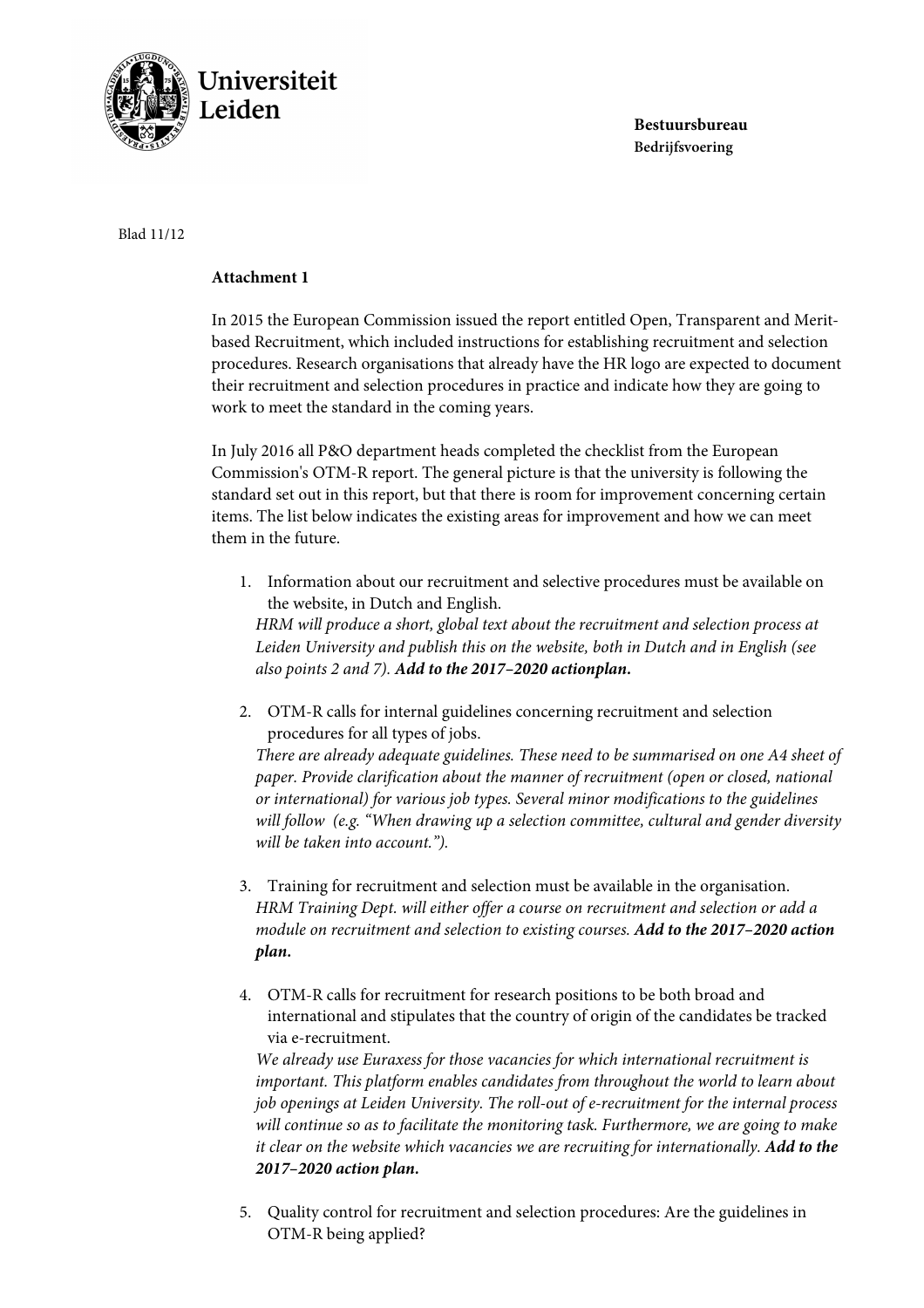**Attachment 1**

In 2015 the European Commission issued the report entitled Open, Transparent and Merit-based Recruitment, which included instructions for establishing recruitment and selection procedures. Research organisations that already have the HR logo are expected to document their recruitment and selection procedures in practice and indicate how they are going to work to meet the standard in the coming years.

In July 2016 all P&O department heads completed the checklist from the European Commission's OTM-R report. The general picture is that the university is following the standard set out in this report, but that there is room for improvement concerning certain items. The list below indicates the existing areas for improvement and how we can meet them in the future.

1. Information about our recruitment and selective procedures must be available on the website, in Dutch and English.
   *HRM will produce a short, global text about the recruitment and selection process at Leiden University and publish this on the website, both in Dutch and in English (see also points 2 and 7).* ***Add to the 2017–2020 actionplan.***

2. OTM-R calls for internal guidelines concerning recruitment and selection procedures for all types of jobs.
   *There are already adequate guidelines. These need to be summarised on one A4 sheet of paper. Provide clarification about the manner of recruitment (open or closed, national or international) for various job types. Several minor modifications to the guidelines will follow (e.g. "When drawing up a selection committee, cultural and gender diversity will be taken into account.").*

3. Training for recruitment and selection must be available in the organisation.
   *HRM Training Dept. will either offer a course on recruitment and selection or add a module on recruitment and selection to existing courses.* ***Add to the 2017–2020 action plan.***

4. OTM-R calls for recruitment for research positions to be both broad and international and stipulates that the country of origin of the candidates be tracked via e-recruitment.
   *We already use Euraxess for those vacancies for which international recruitment is important. This platform enables candidates from throughout the world to learn about job openings at Leiden University. The roll-out of e-recruitment for the internal process will continue so as to facilitate the monitoring task. Furthermore, we are going to make it clear on the website which vacancies we are recruiting for internationally.* ***Add to the 2017–2020 action plan.***

5. Quality control for recruitment and selection procedures: Are the guidelines in OTM-R being applied?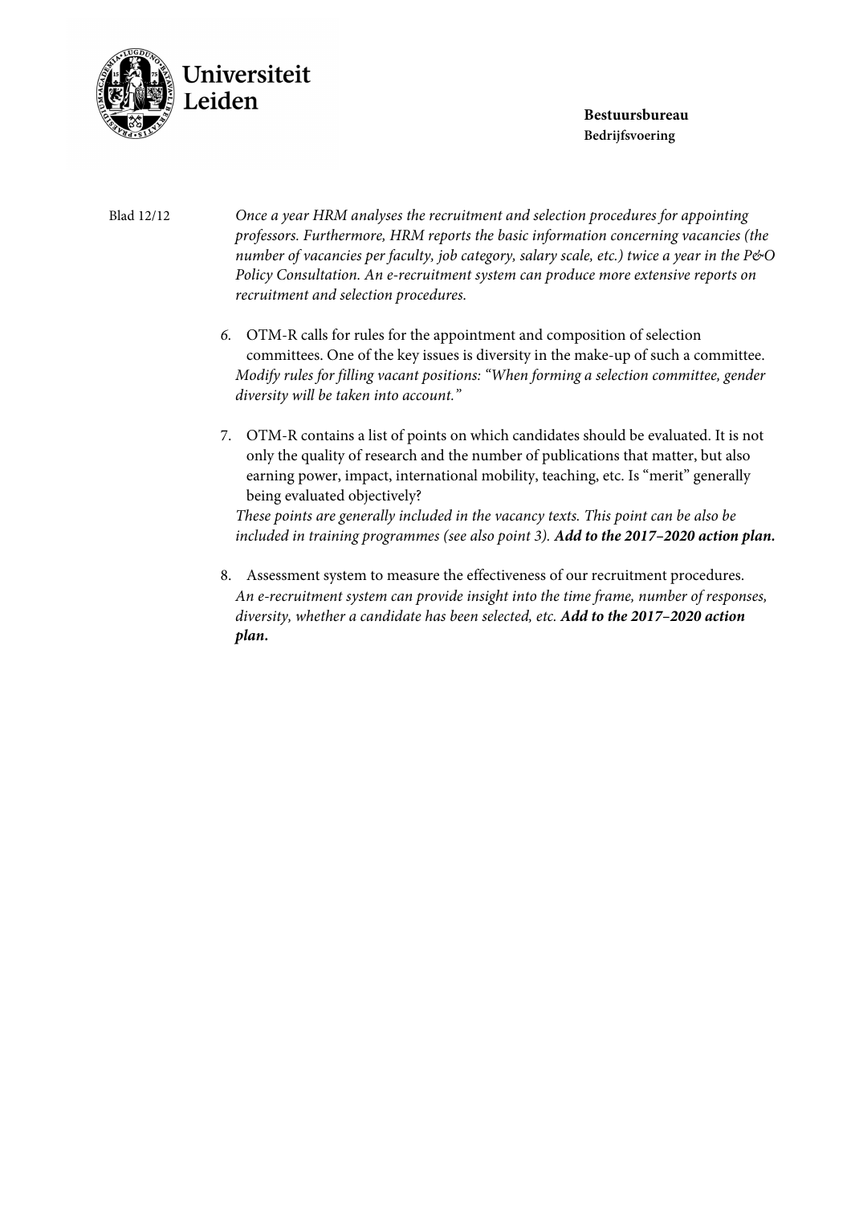*Once a year HRM analyses the recruitment and selection procedures for appointing professors. Furthermore, HRM reports the basic information concerning vacancies (the number of vacancies per faculty, job category, salary scale, etc.) twice a year in the P&O Policy Consultation. An e-recruitment system can produce more extensive reports on recruitment and selection procedures.*

6. OTM-R calls for rules for the appointment and composition of selection committees. One of the key issues is diversity in the make-up of such a committee.
   *Modify rules for filling vacant positions: "When forming a selection committee, gender diversity will be taken into account."*

7. OTM-R contains a list of points on which candidates should be evaluated. It is not only the quality of research and the number of publications that matter, but also earning power, impact, international mobility, teaching, etc. Is "merit" generally being evaluated objectively?
   *These points are generally included in the vacancy texts. This point can be also be included in training programmes (see also point 3).* ***Add to the 2017–2020 action plan.***

8. Assessment system to measure the effectiveness of our recruitment procedures.
   *An e-recruitment system can provide insight into the time frame, number of responses, diversity, whether a candidate has been selected, etc.* ***Add to the 2017–2020 action plan.***